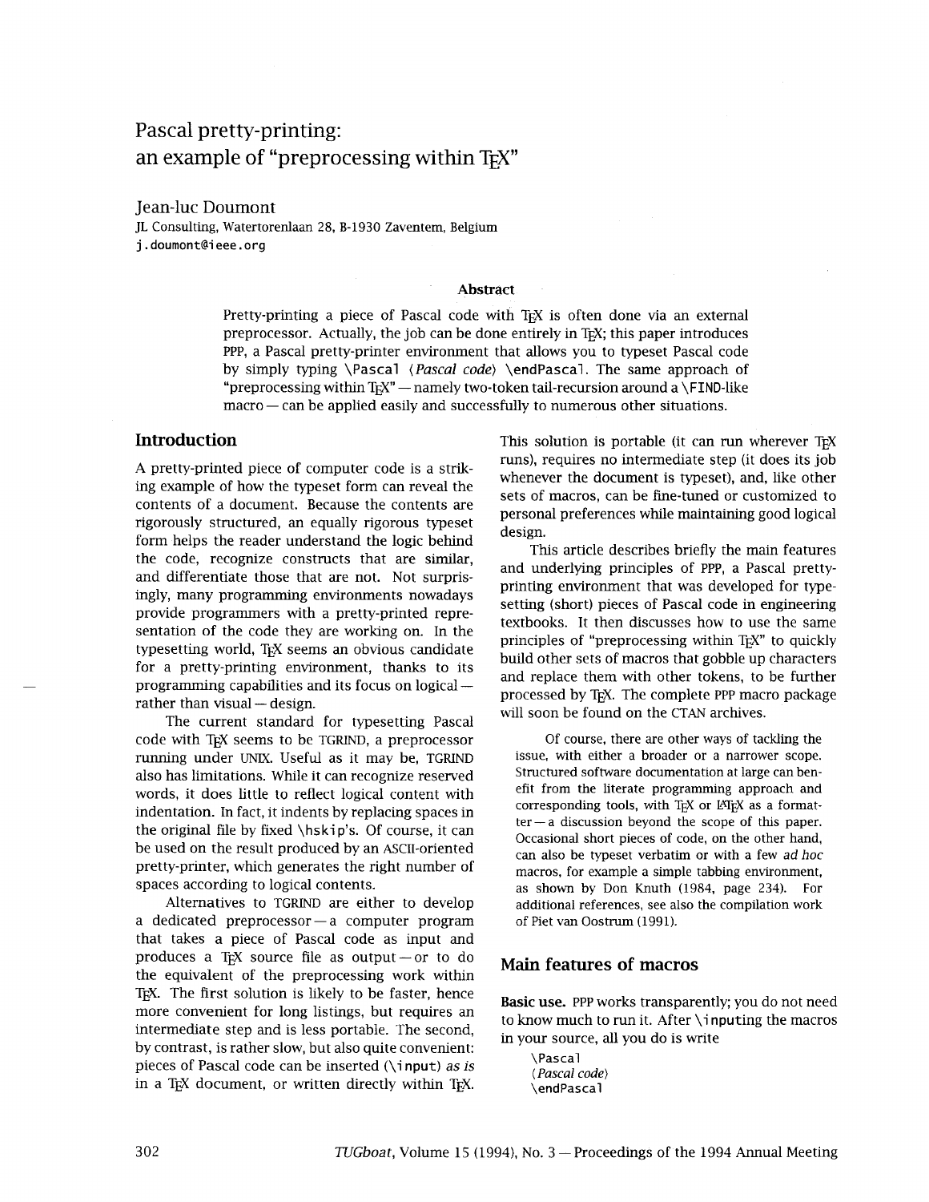# Pascal pretty-printing: an example of "preprocessing within TeX"

Jean-luc Doumont
JL Consulting, Watertorenlaan 28, B-1930 Zaventem, Belgium
j.doumont@ieee.org

### Abstract

Pretty-printing a piece of Pascal code with TeX is often done via an external preprocessor. Actually, the job can be done entirely in TeX; this paper introduces PPP, a Pascal pretty-printer environment that allows you to typeset Pascal code by simply typing `\Pascal` ⟨*Pascal code*⟩ `\endPascal`. The same approach of "preprocessing within TeX" — namely two-token tail-recursion around a `\FIND`-like macro — can be applied easily and successfully to numerous other situations.

## Introduction

A pretty-printed piece of computer code is a striking example of how the typeset form can reveal the contents of a document. Because the contents are rigorously structured, an equally rigorous typeset form helps the reader understand the logic behind the code, recognize constructs that are similar, and differentiate those that are not. Not surprisingly, many programming environments nowadays provide programmers with a pretty-printed representation of the code they are working on. In the typesetting world, TeX seems an obvious candidate for a pretty-printing environment, thanks to its programming capabilities and its focus on logical — rather than visual — design.

The current standard for typesetting Pascal code with TeX seems to be TGRIND, a preprocessor running under UNIX. Useful as it may be, TGRIND also has limitations. While it can recognize reserved words, it does little to reflect logical content with indentation. In fact, it indents by replacing spaces in the original file by fixed `\hskip`'s. Of course, it can be used on the result produced by an ASCII-oriented pretty-printer, which generates the right number of spaces according to logical contents.

Alternatives to TGRIND are either to develop a dedicated preprocessor — a computer program that takes a piece of Pascal code as input and produces a TeX source file as output — or to do the equivalent of the preprocessing work within TeX. The first solution is likely to be faster, hence more convenient for long listings, but requires an intermediate step and is less portable. The second, by contrast, is rather slow, but also quite convenient: pieces of Pascal code can be inserted (`\input`) *as is* in a TeX document, or written directly within TeX. This solution is portable (it can run wherever TeX runs), requires no intermediate step (it does its job whenever the document is typeset), and, like other sets of macros, can be fine-tuned or customized to personal preferences while maintaining good logical design.

This article describes briefly the main features and underlying principles of PPP, a Pascal pretty-printing environment that was developed for typesetting (short) pieces of Pascal code in engineering textbooks. It then discusses how to use the same principles of "preprocessing within TeX" to quickly build other sets of macros that gobble up characters and replace them with other tokens, to be further processed by TeX. The complete PPP macro package will soon be found on the CTAN archives.

Of course, there are other ways of tackling the issue, with either a broader or a narrower scope. Structured software documentation at large can benefit from the literate programming approach and corresponding tools, with TeX or LaTeX as a formatter — a discussion beyond the scope of this paper. Occasional short pieces of code, on the other hand, can also be typeset verbatim or with a few *ad hoc* macros, for example a simple tabbing environment, as shown by Don Knuth (1984, page 234). For additional references, see also the compilation work of Piet van Oostrum (1991).

## Main features of macros

**Basic use.** PPP works transparently; you do not need to know much to run it. After `\input`ing the macros in your source, all you do is write

```
\Pascal
⟨Pascal code⟩
\endPascal
```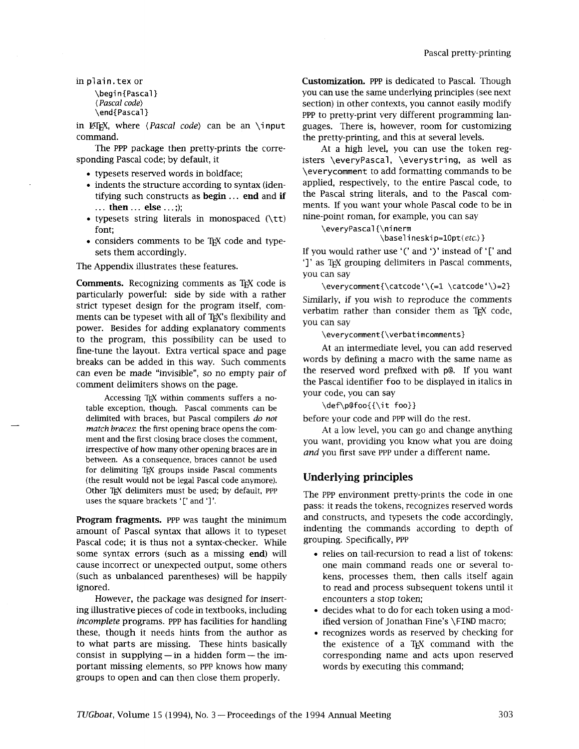in `plain.tex` or

```
\begin{Pascal}
⟨Pascal code⟩
\end{Pascal}
```

in LaTeX, where ⟨*Pascal code*⟩ can be an `\input` command.

The PPP package then pretty-prints the corresponding Pascal code; by default, it

- typesets reserved words in boldface;
- indents the structure according to syntax (identifying such constructs as **begin** ... **end** and **if** ... **then** ... **else** ...;);
- typesets string literals in monospaced (`\tt`) font;
- considers comments to be TeX code and typesets them accordingly.

The Appendix illustrates these features.

**Comments.** Recognizing comments as TeX code is particularly powerful: side by side with a rather strict typeset design for the program itself, comments can be typeset with all of TeX's flexibility and power. Besides for adding explanatory comments to the program, this possibility can be used to fine-tune the layout. Extra vertical space and page breaks can be added in this way. Such comments can even be made "invisible", so no empty pair of comment delimiters shows on the page.

Accessing TeX within comments suffers a notable exception, though. Pascal comments can be delimited with braces, but Pascal compilers *do not match braces*: the first opening brace opens the comment and the first closing brace closes the comment, irrespective of how many other opening braces are in between. As a consequence, braces cannot be used for delimiting TeX groups inside Pascal comments (the result would not be legal Pascal code anymore). Other TeX delimiters must be used; by default, PPP uses the square brackets '[' and ']'.

**Program fragments.** PPP was taught the minimum amount of Pascal syntax that allows it to typeset Pascal code; it is thus not a syntax-checker. While some syntax errors (such as a missing **end**) will cause incorrect or unexpected output, some others (such as unbalanced parentheses) will be happily ignored.

However, the package was designed for inserting illustrative pieces of code in textbooks, including *incomplete* programs. PPP has facilities for handling these, though it needs hints from the author as to what parts are missing. These hints basically consist in supplying — in a hidden form — the important missing elements, so PPP knows how many groups to open and can then close them properly.

**Customization.** PPP is dedicated to Pascal. Though you can use the same underlying principles (see next section) in other contexts, you cannot easily modify PPP to pretty-print very different programming languages. There is, however, room for customizing the pretty-printing, and this at several levels.

At a high level, you can use the token registers `\everyPascal`, `\everystring`, as well as `\everycomment` to add formatting commands to be applied, respectively, to the entire Pascal code, to the Pascal string literals, and to the Pascal comments. If you want your whole Pascal code to be in nine-point roman, for example, you can say

```
\everyPascal{\ninerm
             \baselineskip=10pt⟨etc.⟩}
```

If you would rather use '(' and ')' instead of '[' and ']' as TeX grouping delimiters in Pascal comments, you can say

```
\everycomment{\catcode`\(=1 \catcode`\)=2}
```

Similarly, if you wish to reproduce the comments verbatim rather than consider them as TeX code, you can say

```
\everycomment{\verbatimcomments}
```

At an intermediate level, you can add reserved words by defining a macro with the same name as the reserved word prefixed with `p@`. If you want the Pascal identifier `foo` to be displayed in italics in your code, you can say

```
\def\p@foo{{\it foo}}
```

before your code and PPP will do the rest.

At a low level, you can go and change anything you want, providing you know what you are doing *and* you first save PPP under a different name.

## Underlying principles

The PPP environment pretty-prints the code in one pass: it reads the tokens, recognizes reserved words and constructs, and typesets the code accordingly, indenting the commands according to depth of grouping. Specifically, PPP

- relies on tail-recursion to read a list of tokens: one main command reads one or several tokens, processes them, then calls itself again to read and process subsequent tokens until it encounters a stop token;
- decides what to do for each token using a modified version of Jonathan Fine's `\FIND` macro;
- recognizes words as reserved by checking for the existence of a TeX command with the corresponding name and acts upon reserved words by executing this command;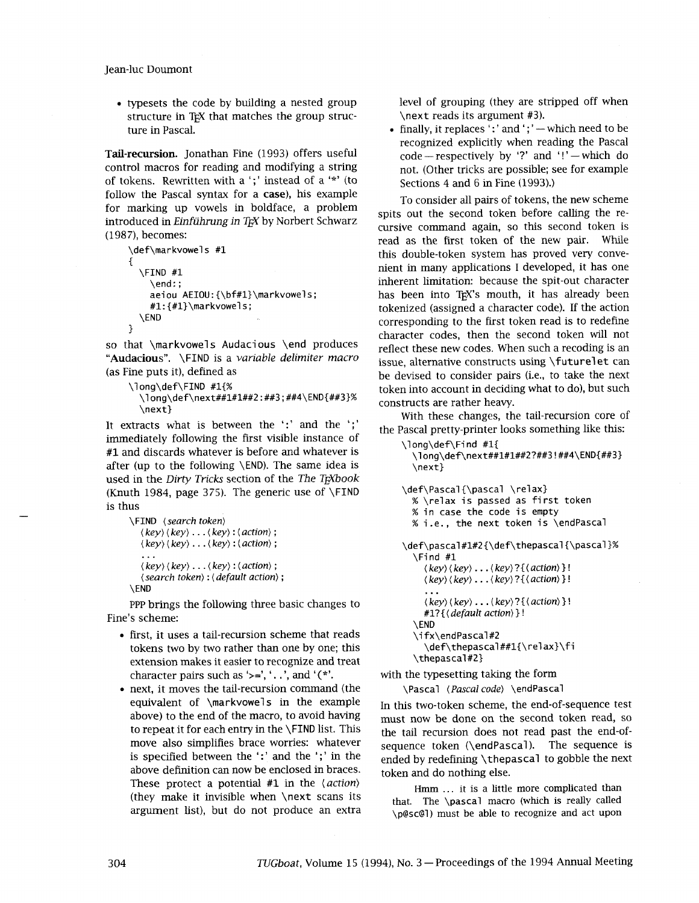- typesets the code by building a nested group structure in TeX that matches the group structure in Pascal.

**Tail-recursion.** Jonathan Fine (1993) offers useful control macros for reading and modifying a string of tokens. Rewritten with a ';' instead of a '*' (to follow the Pascal syntax for a **case**), his example for marking up vowels in boldface, a problem introduced in *Einführung in TeX* by Norbert Schwarz (1987), becomes:

```
\def\markvowels #1
{
  \FIND #1
    \end:;
    aeiou AEIOU:{\bf#1}\markvowels;
    #1:{#1}\markvowels;
  \END
}
```

so that `\markvowels Audacious \end` produces "**Au**d**a**c**iou**s". `\FIND` is a *variable delimiter macro* (as Fine puts it), defined as

```
\long\def\FIND #1{%
  \long\def\next##1#1##2:##3;##4\END{##3}%
  \next}
```

It extracts what is between the ':' and the ';' immediately following the first visible instance of #1 and discards whatever is before and whatever is after (up to the following `\END`). The same idea is used in the *Dirty Tricks* section of the *The TeXbook* (Knuth 1984, page 375). The generic use of `\FIND` is thus

```
\FIND ⟨search token⟩
  ⟨key⟩⟨key⟩...⟨key⟩:⟨action⟩;
  ⟨key⟩⟨key⟩...⟨key⟩:⟨action⟩;
  ...
  ⟨key⟩⟨key⟩...⟨key⟩:⟨action⟩;
  ⟨search token⟩:⟨default action⟩;
\END
```

PPP brings the following three basic changes to Fine's scheme:

- first, it uses a tail-recursion scheme that reads tokens two by two rather than one by one; this extension makes it easier to recognize and treat character pairs such as '>=', '..', and '(*'.
- next, it moves the tail-recursion command (the equivalent of `\markvowels` in the example above) to the end of the macro, to avoid having to repeat it for each entry in the `\FIND` list. This move also simplifies brace worries: whatever is specified between the ':' and the ';' in the above definition can now be enclosed in braces. These protect a potential #1 in the ⟨*action*⟩ (they make it invisible when `\next` scans its argument list), but do not produce an extra level of grouping (they are stripped off when `\next` reads its argument #3).
- finally, it replaces ':' and ';' — which need to be recognized explicitly when reading the Pascal code — respectively by '?' and '!' — which do not. (Other tricks are possible; see for example Sections 4 and 6 in Fine (1993).)

To consider all pairs of tokens, the new scheme spits out the second token before calling the recursive command again, so this second token is read as the first token of the new pair. While this double-token system has proved very convenient in many applications I developed, it has one inherent limitation: because the spit-out character has been into TeX's mouth, it has already been tokenized (assigned a character code). If the action corresponding to the first token read is to redefine character codes, then the second token will not reflect these new codes. When such a recoding is an issue, alternative constructs using `\futurelet` can be devised to consider pairs (i.e., to take the next token into account in deciding what to do), but such constructs are rather heavy.

With these changes, the tail-recursion core of the Pascal pretty-printer looks something like this:

```
\long\def\Find #1{
  \long\def\next##1#1##2?##3!##4\END{##3}
  \next}

\def\Pascal{\pascal \relax}
  % \relax is passed as first token
  % in case the code is empty
  % i.e., the next token is \endPascal

\def\pascal#1#2{\def\thepascal{\pascal}%
  \Find #1
    ⟨key⟩⟨key⟩...⟨key⟩?{⟨action⟩}!
    ⟨key⟩⟨key⟩...⟨key⟩?{⟨action⟩}!
    ...
    ⟨key⟩⟨key⟩...⟨key⟩?{⟨action⟩}!
    #1?{⟨default action⟩}!
  \END
  \ifx\endPascal#2
    \def\thepascal##1{\relax}\fi
  \thepascal#2}
```

with the typesetting taking the form

```
\Pascal ⟨Pascal code⟩ \endPascal
```

In this two-token scheme, the end-of-sequence test must now be done on the second token read, so the tail recursion does not read past the end-of-sequence token (`\endPascal`). The sequence is ended by redefining `\thepascal` to gobble the next token and do nothing else.

Hmm ... it is a little more complicated than that. The `\pascal` macro (which is really called `\p@sc@l`) must be able to recognize and act upon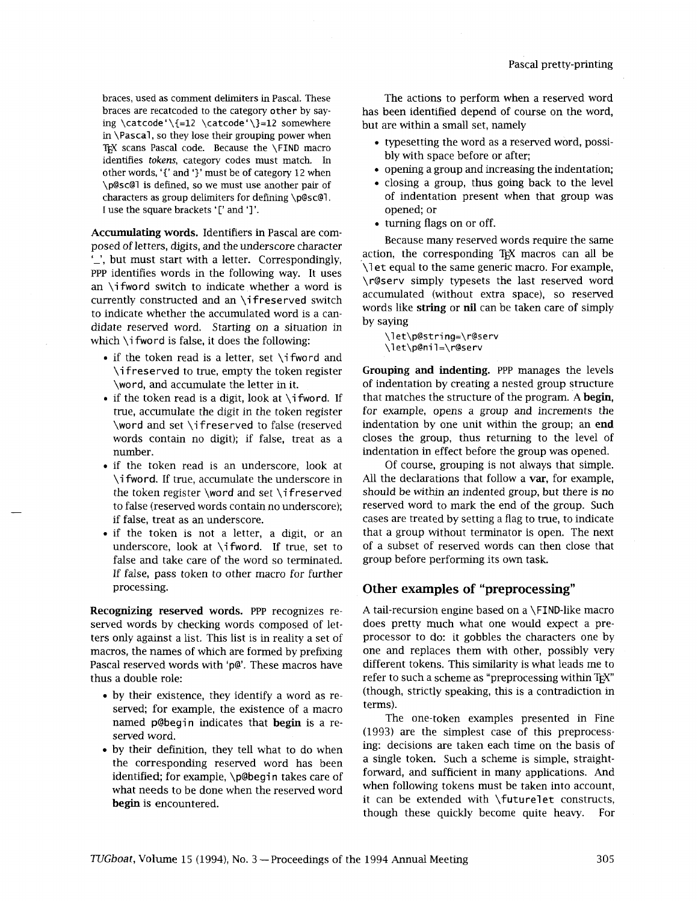braces, used as comment delimiters in Pascal. These braces are recatcoded to the category other by saying `\catcode`\{=12 \catcode`\}=12` somewhere in `\Pascal`, so they lose their grouping power when TeX scans Pascal code. Because the `\FIND` macro identifies *tokens*, category codes must match. In other words, '{' and '}' must be of category 12 when `\p@sc@l` is defined, so we must use another pair of characters as group delimiters for defining `\p@sc@l`. I use the square brackets '[' and ']'.

**Accumulating words.** Identifiers in Pascal are composed of letters, digits, and the underscore character '_', but must start with a letter. Correspondingly, PPP identifies words in the following way. It uses an `\ifword` switch to indicate whether a word is currently constructed and an `\ifreserved` switch to indicate whether the accumulated word is a candidate reserved word. Starting on a situation in which `\ifword` is false, it does the following:

- if the token read is a letter, set `\ifword` and `\ifreserved` to true, empty the token register `\word`, and accumulate the letter in it.
- if the token read is a digit, look at `\ifword`. If true, accumulate the digit in the token register `\word` and set `\ifreserved` to false (reserved words contain no digit); if false, treat as a number.
- if the token read is an underscore, look at `\ifword`. If true, accumulate the underscore in the token register `\word` and set `\ifreserved` to false (reserved words contain no underscore); if false, treat as an underscore.
- if the token is not a letter, a digit, or an underscore, look at `\ifword`. If true, set to false and take care of the word so terminated. If false, pass token to other macro for further processing.

**Recognizing reserved words.** PPP recognizes reserved words by checking words composed of letters only against a list. This list is in reality a set of macros, the names of which are formed by prefixing Pascal reserved words with 'p@'. These macros have thus a double role:

- by their existence, they identify a word as reserved; for example, the existence of a macro named `p@begin` indicates that **begin** is a reserved word.
- by their definition, they tell what to do when the corresponding reserved word has been identified; for example, `\p@begin` takes care of what needs to be done when the reserved word **begin** is encountered.

The actions to perform when a reserved word has been identified depend of course on the word, but are within a small set, namely

- typesetting the word as a reserved word, possibly with space before or after;
- opening a group and increasing the indentation;
- closing a group, thus going back to the level of indentation present when that group was opened; or
- turning flags on or off.

Because many reserved words require the same action, the corresponding TeX macros can all be `\let` equal to the same generic macro. For example, `\r@serv` simply typesets the last reserved word accumulated (without extra space), so reserved words like **string** or **nil** can be taken care of simply by saying

```
\let\p@string=\r@serv
\let\p@nil=\r@serv
```

**Grouping and indenting.** PPP manages the levels of indentation by creating a nested group structure that matches the structure of the program. A **begin**, for example, opens a group and increments the indentation by one unit within the group; an **end** closes the group, thus returning to the level of indentation in effect before the group was opened.

Of course, grouping is not always that simple. All the declarations that follow a **var**, for example, should be within an indented group, but there is no reserved word to mark the end of the group. Such cases are treated by setting a flag to true, to indicate that a group without terminator is open. The next of a subset of reserved words can then close that group before performing its own task.

## Other examples of "preprocessing"

A tail-recursion engine based on a `\FIND`-like macro does pretty much what one would expect a preprocessor to do: it gobbles the characters one by one and replaces them with other, possibly very different tokens. This similarity is what leads me to refer to such a scheme as "preprocessing within TeX" (though, strictly speaking, this is a contradiction in terms).

The one-token examples presented in Fine (1993) are the simplest case of this preprocessing: decisions are taken each time on the basis of a single token. Such a scheme is simple, straightforward, and sufficient in many applications. And when following tokens must be taken into account, it can be extended with `\futurelet` constructs, though these quickly become quite heavy. For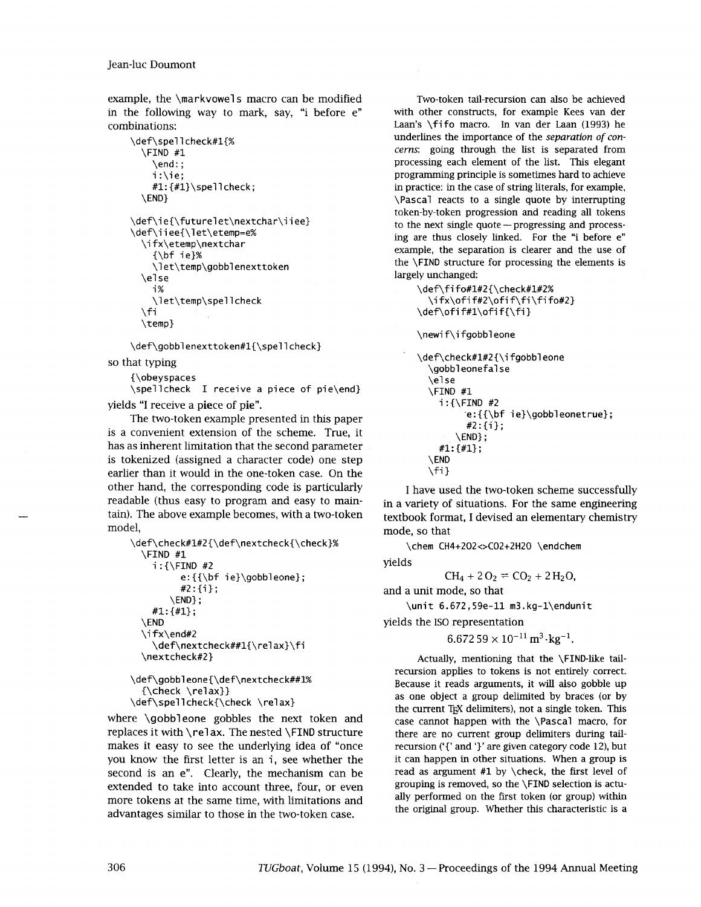example, the \markvowels macro can be modified in the following way to mark, say, "i before e" combinations:

```
\def\spellcheck#1{%
  \FIND #1
    \end:;
    i:\ie;
    #1:{#1}\spellcheck;
  \END}

\def\ie{\futurelet\nextchar\iiee}
\def\iiee{\let\etemp=e%
  \ifx\etemp\nextchar
    {\bf ie}%
    \let\temp\gobblenexttoken
  \else
    i%
    \let\temp\spellcheck
  \fi
  \temp}

\def\gobblenexttoken#1{\spellcheck}
```

so that typing

```
{\obeyspaces
\spellcheck  I receive a piece of pie\end}
```

yields "I receive a **pie**ce of p**ie**".

The two-token example presented in this paper is a convenient extension of the scheme. True, it has as inherent limitation that the second parameter is tokenized (assigned a character code) one step earlier than it would in the one-token case. On the other hand, the corresponding code is particularly readable (thus easy to program and easy to maintain). The above example becomes, with a two-token model,

```
\def\check#1#2{\def\nextcheck{\check}%
  \FIND #1
    i:{\FIND #2
        e:{{\bf ie}\gobbleone};
        #2:{i};
      \END};
    #1:{#1};
  \END
  \ifx\end#2
    \def\nextcheck##1{\relax}\fi
  \nextcheck#2}

\def\gobbleone{\def\nextcheck##1%
  {\check \relax}}
\def\spellcheck{\check \relax}
```

where \gobbleone gobbles the next token and replaces it with \relax. The nested \FIND structure makes it easy to see the underlying idea of "once you know the first letter is an i, see whether the second is an e". Clearly, the mechanism can be extended to take into account three, four, or even more tokens at the same time, with limitations and advantages similar to those in the two-token case.

Two-token tail-recursion can also be achieved with other constructs, for example Kees van der Laan's \fifo macro. In van der Laan (1993) he underlines the importance of the *separation of concerns*: going through the list is separated from processing each element of the list. This elegant programming principle is sometimes hard to achieve in practice: in the case of string literals, for example, \Pascal reacts to a single quote by interrupting token-by-token progression and reading all tokens to the next single quote — progressing and processing are thus closely linked. For the "i before e" example, the separation is clearer and the use of the \FIND structure for processing the elements is largely unchanged:

```
\def\fifo#1#2{\check#1#2%
  \ifx\ofif#2\ofif\fi\fifo#2}
\def\ofif#1\ofif{\fi}

\newif\ifgobbleone

\def\check#1#2{\ifgobbleone
  \gobbleonefalse
  \else
  \FIND #1
    i:{\FIND #2
        e:{{\bf ie}\gobbleonetrue};
        #2:{i};
      \END};
    #1:{#1};
  \END
  \fi}
```

I have used the two-token scheme successfully in a variety of situations. For the same engineering textbook format, I devised an elementary chemistry mode, so that

```
\chem CH4+2O2<>CO2+2H2O \endchem
```

yields

$$\mathrm{CH_4 + 2\,O_2 \rightleftharpoons CO_2 + 2\,H_2O},$$

and a unit mode, so that

```
\unit 6.672,59e-11 m3.kg-1\endunit
```

yields the ISO representation

$$6.672\,59 \times 10^{-11}\,\mathrm{m^3{\cdot}kg^{-1}}.$$

Actually, mentioning that the \FIND-like tail-recursion applies to tokens is not entirely correct. Because it reads arguments, it will also gobble up as one object a group delimited by braces (or by the current TeX delimiters), not a single token. This case cannot happen with the \Pascal macro, for there are no current group delimiters during tail-recursion ('{' and '}' are given category code 12), but it can happen in other situations. When a group is read as argument #1 by \check, the first level of grouping is removed, so the \FIND selection is actually performed on the first token (or group) within the original group. Whether this characteristic is a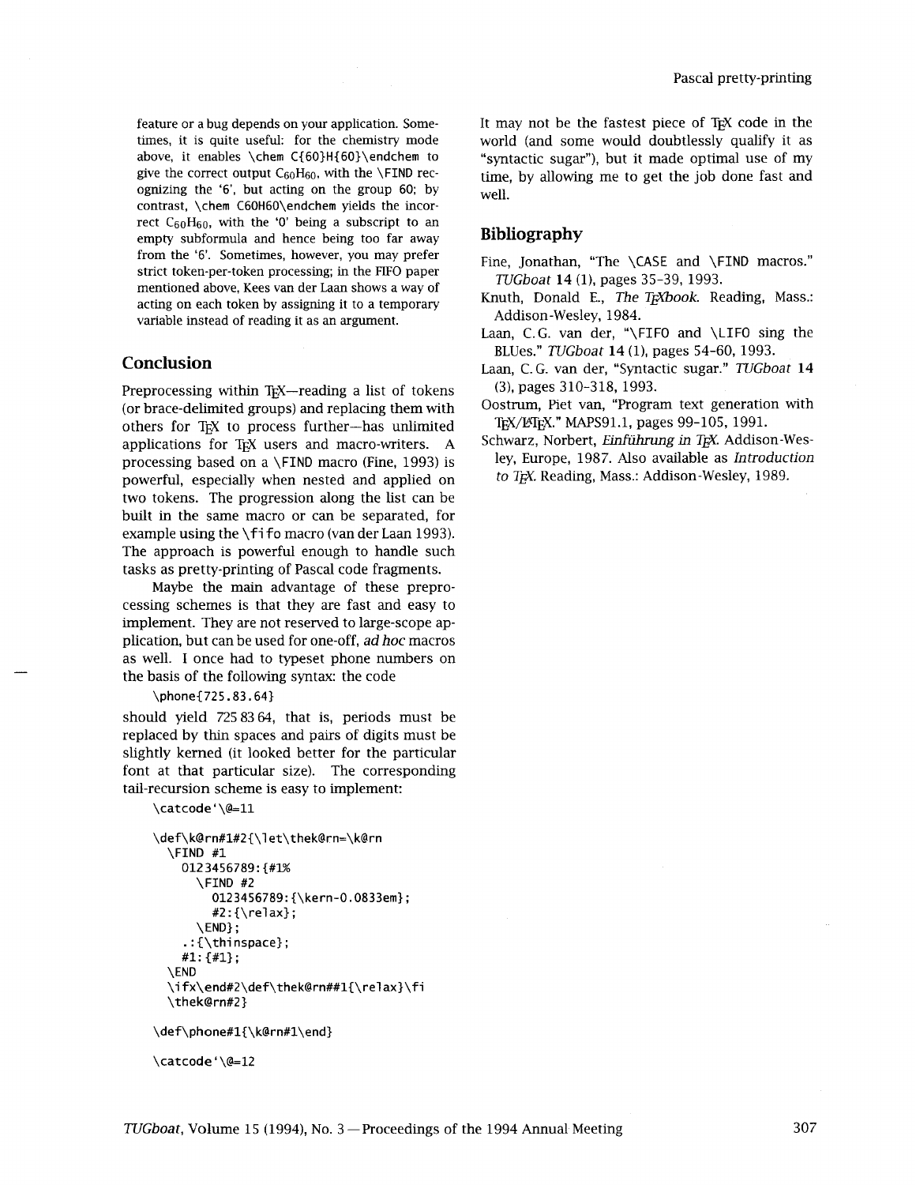feature or a bug depends on your application. Sometimes, it is quite useful: for the chemistry mode above, it enables `\chem C{60}H{60}\endchem` to give the correct output $C_{60}H_{60}$, with the `\FIND` recognizing the '6', but acting on the group 60; by contrast, `\chem C60H60\endchem` yields the incorrect $C_60H_60$, with the '0' being a subscript to an empty subformula and hence being too far away from the '6'. Sometimes, however, you may prefer strict token-per-token processing; in the FIFO paper mentioned above, Kees van der Laan shows a way of acting on each token by assigning it to a temporary variable instead of reading it as an argument.

## Conclusion

Preprocessing within TeX—reading a list of tokens (or brace-delimited groups) and replacing them with others for TeX to process further—has unlimited applications for TeX users and macro-writers. A processing based on a `\FIND` macro (Fine, 1993) is powerful, especially when nested and applied on two tokens. The progression along the list can be built in the same macro or can be separated, for example using the `\fifo` macro (van der Laan 1993). The approach is powerful enough to handle such tasks as pretty-printing of Pascal code fragments.

Maybe the main advantage of these preprocessing schemes is that they are fast and easy to implement. They are not reserved to large-scope application, but can be used for one-off, *ad hoc* macros as well. I once had to typeset phone numbers on the basis of the following syntax: the code

```
\phone{725.83.64}
```

should yield 725 83 64, that is, periods must be replaced by thin spaces and pairs of digits must be slightly kerned (it looked better for the particular font at that particular size). The corresponding tail-recursion scheme is easy to implement:

```
\catcode'\@=11

\def\k@rn#1#2{\let\thek@rn=\k@rn
  \FIND #1
    0123456789:{#1%
      \FIND #2
        0123456789:{\kern-0.0833em};
        #2:{\relax};
      \END};
    .:{\thinspace};
    #1:{#1};
  \END
  \ifx\end#2\def\thek@rn##1{\relax}\fi
  \thek@rn#2}

\def\phone#1{\k@rn#1\end}

\catcode'\@=12
```

It may not be the fastest piece of TeX code in the world (and some would doubtlessly qualify it as "syntactic sugar"), but it made optimal use of my time, by allowing me to get the job done fast and well.

## Bibliography

Fine, Jonathan, "The `\CASE` and `\FIND` macros." *TUGboat* **14** (1), pages 35–39, 1993.

Knuth, Donald E., *The TeXbook*. Reading, Mass.: Addison-Wesley, 1984.

Laan, C.G. van der, "`\FIFO` and `\LIFO` sing the BLUes." *TUGboat* **14** (1), pages 54–60, 1993.

Laan, C.G. van der, "Syntactic sugar." *TUGboat* **14** (3), pages 310–318, 1993.

Oostrum, Piet van, "Program text generation with TeX/LaTeX." MAPS91.1, pages 99–105, 1991.

Schwarz, Norbert, *Einführung in TeX*. Addison-Wesley, Europe, 1987. Also available as *Introduction to TeX*. Reading, Mass.: Addison-Wesley, 1989.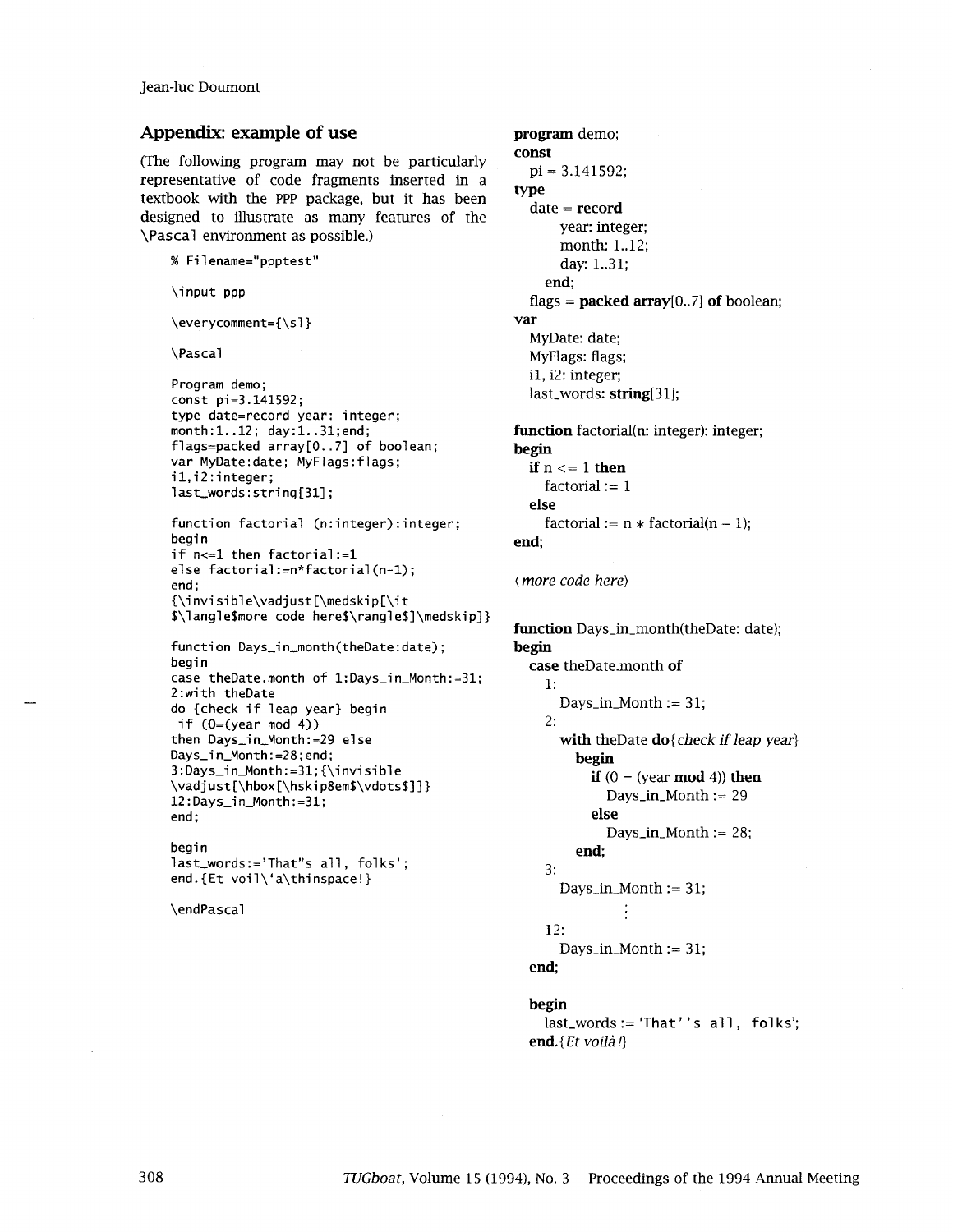## Appendix: example of use

(The following program may not be particularly representative of code fragments inserted in a textbook with the PPP package, but it has been designed to illustrate as many features of the \Pascal environment as possible.)

```
% Filename="ppptest"

\input ppp

\everycomment={\sl}

\Pascal

Program demo;
const pi=3.141592;
type date=record year: integer;
month:1..12; day:1..31;end;
flags=packed array[0..7] of boolean;
var MyDate:date; MyFlags:flags;
i1,i2:integer;
last_words:string[31];

function factorial (n:integer):integer;
begin
if n<=1 then factorial:=1
else factorial:=n*factorial(n-1);
end;
{\invisible\vadjust[\medskip[\it
$\langle$more code here$\rangle$]\medskip]}

function Days_in_month(theDate:date);
begin
case theDate.month of 1:Days_in_Month:=31;
2:with theDate
do {check if leap year} begin
 if (0=(year mod 4))
then Days_in_Month:=29 else
Days_in_Month:=28;end;
3:Days_in_Month:=31;{\invisible
\vadjust[\hbox[\hskip8em$\vdots$]]}
12:Days_in_Month:=31;
end;

begin
last_words:='That''s all, folks';
end.{Et voil\'a\thinspace!}

\endPascal
```

```
program demo;
const
  pi = 3.141592;
type
  date = record
      year: integer;
      month: 1..12;
      day: 1..31;
    end;
  flags = packed array[0..7] of boolean;
var
  MyDate: date;
  MyFlags: flags;
  i1, i2: integer;
  last_words: string[31];

function factorial(n: integer): integer;
begin
  if n <= 1 then
    factorial := 1
  else
    factorial := n * factorial(n − 1);
end;

⟨more code here⟩

function Days_in_month(theDate: date);
begin
  case theDate.month of
    1:
      Days_in_Month := 31;
    2:
      with theDate do{check if leap year}
        begin
          if (0 = (year mod 4)) then
            Days_in_Month := 29
          else
            Days_in_Month := 28;
        end;
    3:
      Days_in_Month := 31;
              ⋮
    12:
      Days_in_Month := 31;
  end;

  begin
    last_words := 'That''s all, folks';
  end.{Et voilà !}
```